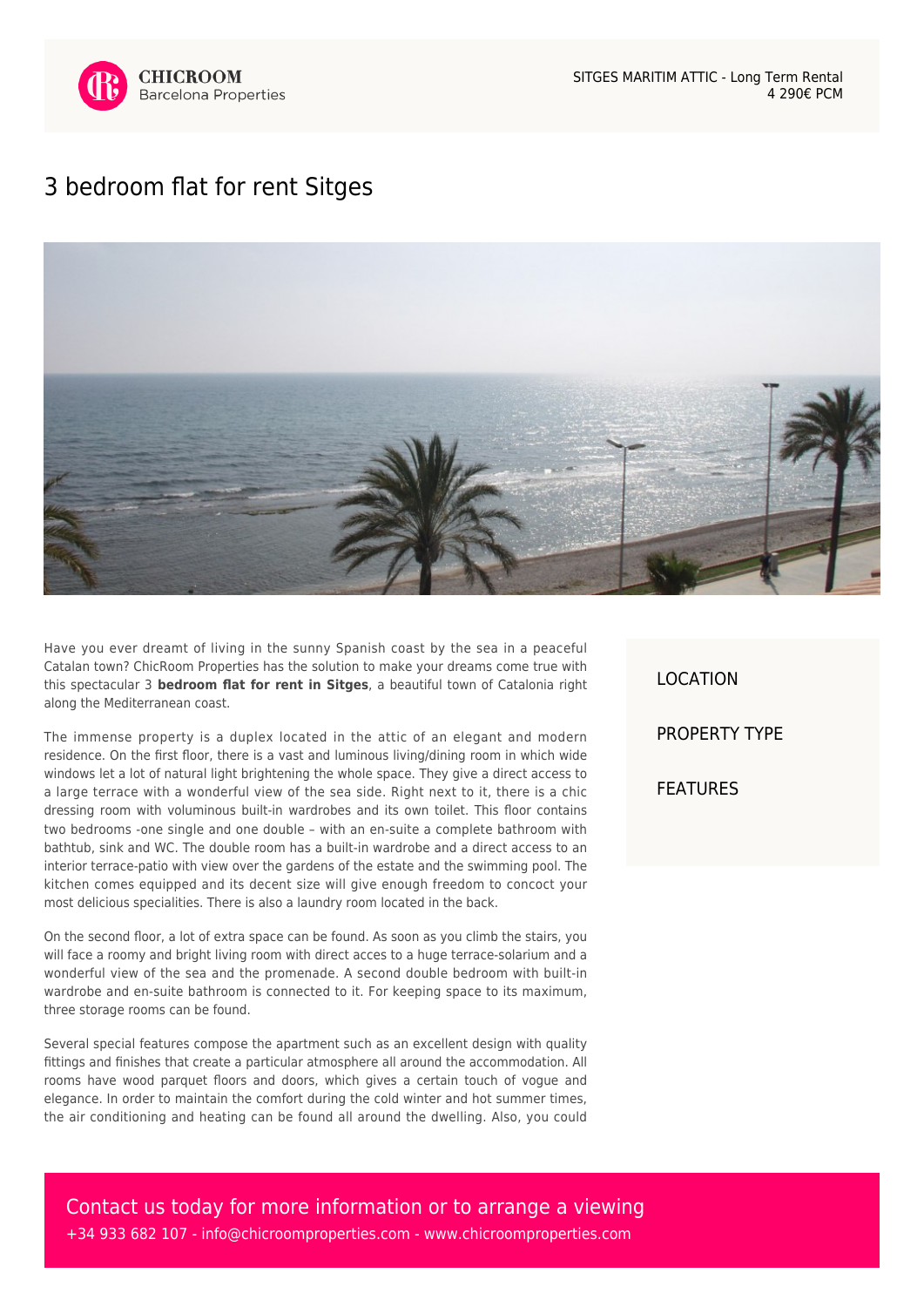CHICROOM
Barcelona Properties

SITGES MARITIM ATTIC - Long Term Rental
4 290€ PCM

# 3 bedroom flat for rent Sitges

Have you ever dreamt of living in the sunny Spanish coast by the sea in a peaceful Catalan town? ChicRoom Properties has the solution to make your dreams come true with this spectacular 3 **bedroom flat for rent in Sitges**, a beautiful town of Catalonia right along the Mediterranean coast.

The immense property is a duplex located in the attic of an elegant and modern residence. On the first floor, there is a vast and luminous living/dining room in which wide windows let a lot of natural light brightening the whole space. They give a direct access to a large terrace with a wonderful view of the sea side. Right next to it, there is a chic dressing room with voluminous built-in wardrobes and its own toilet. This floor contains two bedrooms -one single and one double – with an en-suite a complete bathroom with bathtub, sink and WC. The double room has a built-in wardrobe and a direct access to an interior terrace-patio with view over the gardens of the estate and the swimming pool. The kitchen comes equipped and its decent size will give enough freedom to concoct your most delicious specialities. There is also a laundry room located in the back.

On the second floor, a lot of extra space can be found. As soon as you climb the stairs, you will face a roomy and bright living room with direct acces to a huge terrace-solarium and a wonderful view of the sea and the promenade. A second double bedroom with built-in wardrobe and en-suite bathroom is connected to it. For keeping space to its maximum, three storage rooms can be found.

Several special features compose the apartment such as an excellent design with quality fittings and finishes that create a particular atmosphere all around the accommodation. All rooms have wood parquet floors and doors, which gives a certain touch of vogue and elegance. In order to maintain the comfort during the cold winter and hot summer times, the air conditioning and heating can be found all around the dwelling. Also, you could

LOCATION

PROPERTY TYPE

FEATURES

Contact us today for more information or to arrange a viewing
+34 933 682 107 - info@chicroomproperties.com - www.chicroomproperties.com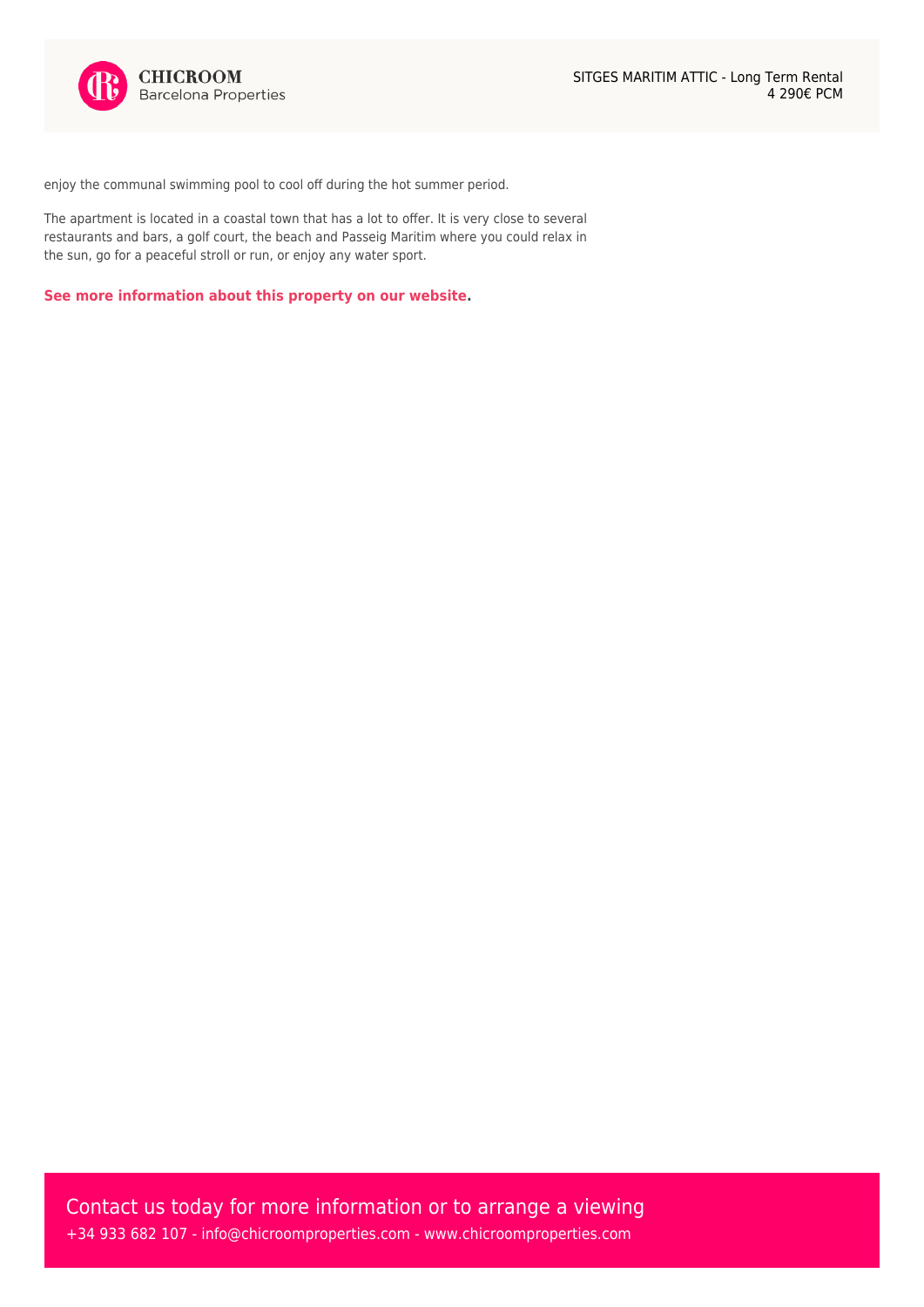enjoy the communal swimming pool to cool off during the hot summer period.

The apartment is located in a coastal town that has a lot to offer. It is very close to several restaurants and bars, a golf court, the beach and Passeig Maritim where you could relax in the sun, go for a peaceful stroll or run, or enjoy any water sport.

**See more information about this property on our website.**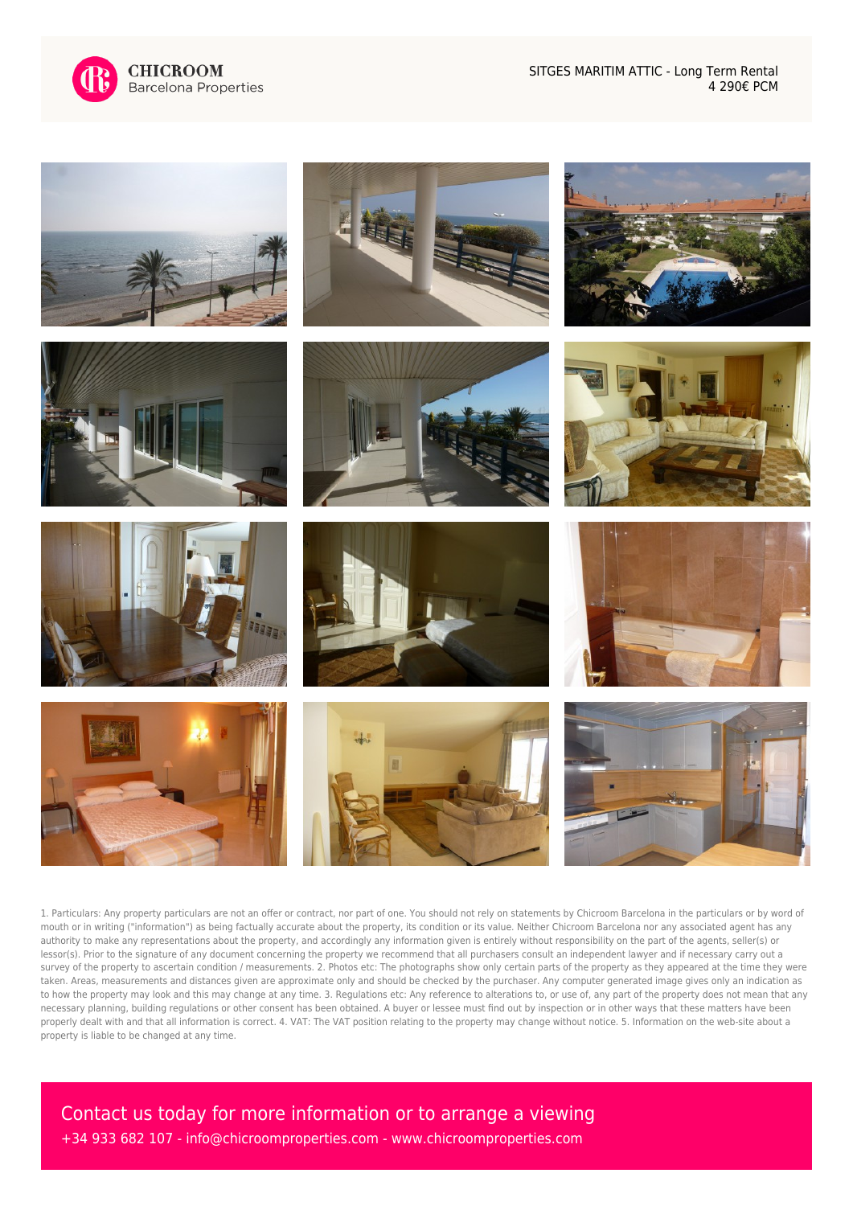CHICROOM
Barcelona Properties

SITGES MARITIM ATTIC - Long Term Rental
4 290€ PCM

1. Particulars: Any property particulars are not an offer or contract, nor part of one. You should not rely on statements by Chicroom Barcelona in the particulars or by word of mouth or in writing ("information") as being factually accurate about the property, its condition or its value. Neither Chicroom Barcelona nor any associated agent has any authority to make any representations about the property, and accordingly any information given is entirely without responsibility on the part of the agents, seller(s) or lessor(s). Prior to the signature of any document concerning the property we recommend that all purchasers consult an independent lawyer and if necessary carry out a survey of the property to ascertain condition / measurements. 2. Photos etc: The photographs show only certain parts of the property as they appeared at the time they were taken. Areas, measurements and distances given are approximate only and should be checked by the purchaser. Any computer generated image gives only an indication as to how the property may look and this may change at any time. 3. Regulations etc: Any reference to alterations to, or use of, any part of the property does not mean that any necessary planning, building regulations or other consent has been obtained. A buyer or lessee must find out by inspection or in other ways that these matters have been properly dealt with and that all information is correct. 4. VAT: The VAT position relating to the property may change without notice. 5. Information on the web-site about a property is liable to be changed at any time.

Contact us today for more information or to arrange a viewing
+34 933 682 107 - info@chicroomproperties.com - www.chicroomproperties.com